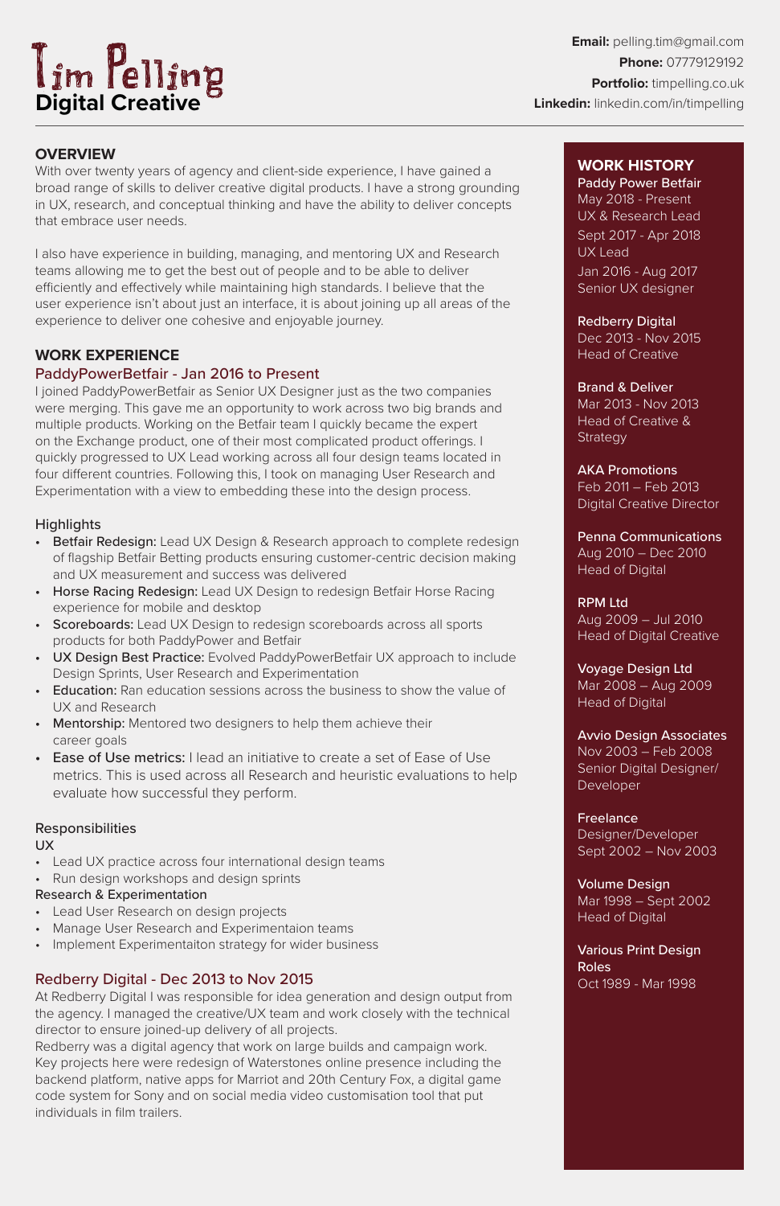# Tim Pelling
## Digital Creative

**Email:** pelling.tim@gmail.com
**Phone:** 07779129192
**Portfolio:** timpelling.co.uk
**Linkedin:** linkedin.com/in/timpelling

## OVERVIEW

With over twenty years of agency and client-side experience, I have gained a broad range of skills to deliver creative digital products. I have a strong grounding in UX, research, and conceptual thinking and have the ability to deliver concepts that embrace user needs.

I also have experience in building, managing, and mentoring UX and Research teams allowing me to get the best out of people and to be able to deliver efficiently and effectively while maintaining high standards. I believe that the user experience isn't about just an interface, it is about joining up all areas of the experience to deliver one cohesive and enjoyable journey.

## WORK EXPERIENCE

### PaddyPowerBetfair - Jan 2016 to Present

I joined PaddyPowerBetfair as Senior UX Designer just as the two companies were merging. This gave me an opportunity to work across two big brands and multiple products. Working on the Betfair team I quickly became the expert on the Exchange product, one of their most complicated product offerings. I quickly progressed to UX Lead working across all four design teams located in four different countries. Following this, I took on managing User Research and Experimentation with a view to embedding these into the design process.

Highlights

- **Betfair Redesign:** Lead UX Design & Research approach to complete redesign of flagship Betfair Betting products ensuring customer-centric decision making and UX measurement and success was delivered
- **Horse Racing Redesign:** Lead UX Design to redesign Betfair Horse Racing experience for mobile and desktop
- **Scoreboards:** Lead UX Design to redesign scoreboards across all sports products for both PaddyPower and Betfair
- **UX Design Best Practice:** Evolved PaddyPowerBetfair UX approach to include Design Sprints, User Research and Experimentation
- **Education:** Ran education sessions across the business to show the value of UX and Research
- **Mentorship:** Mentored two designers to help them achieve their career goals
- **Ease of Use metrics:** I lead an initiative to create a set of Ease of Use metrics. This is used across all Research and heuristic evaluations to help evaluate how successful they perform.

Responsibilities

UX

- Lead UX practice across four international design teams
- Run design workshops and design sprints

Research & Experimentation

- Lead User Research on design projects
- Manage User Research and Experimentaion teams
- Implement Experimentaiton strategy for wider business

### Redberry Digital - Dec 2013 to Nov 2015

At Redberry Digital I was responsible for idea generation and design output from the agency. I managed the creative/UX team and work closely with the technical director to ensure joined-up delivery of all projects.
Redberry was a digital agency that work on large builds and campaign work. Key projects here were redesign of Waterstones online presence including the backend platform, native apps for Marriot and 20th Century Fox, a digital game code system for Sony and on social media video customisation tool that put individuals in film trailers.

## WORK HISTORY

**Paddy Power Betfair**
May 2018 - Present
UX & Research Lead
Sept 2017 - Apr 2018
UX Lead
Jan 2016 - Aug 2017
Senior UX designer

**Redberry Digital**
Dec 2013 - Nov 2015
Head of Creative

**Brand & Deliver**
Mar 2013 - Nov 2013
Head of Creative & Strategy

**AKA Promotions**
Feb 2011 – Feb 2013
Digital Creative Director

**Penna Communications**
Aug 2010 – Dec 2010
Head of Digital

**RPM Ltd**
Aug 2009 – Jul 2010
Head of Digital Creative

**Voyage Design Ltd**
Mar 2008 – Aug 2009
Head of Digital

**Avvio Design Associates**
Nov 2003 – Feb 2008
Senior Digital Designer/ Developer

**Freelance**
Designer/Developer
Sept 2002 – Nov 2003

**Volume Design**
Mar 1998 – Sept 2002
Head of Digital

**Various Print Design Roles**
Oct 1989 - Mar 1998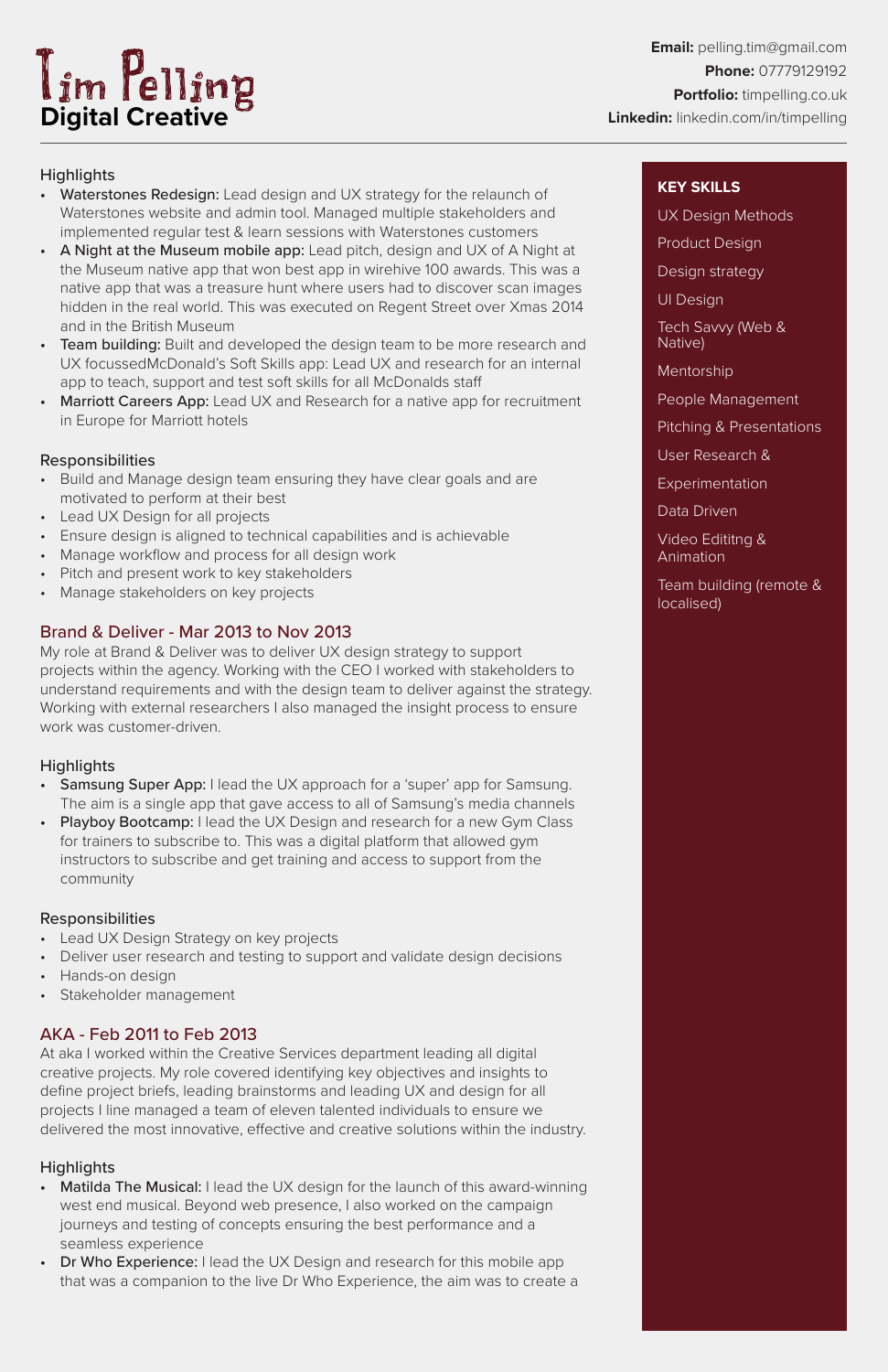# Tim Pelling
## Digital Creative

**Email:** pelling.tim@gmail.com
**Phone:** 07779129192
**Portfolio:** timpelling.co.uk
**Linkedin:** linkedin.com/in/timpelling

### Highlights

- **Waterstones Redesign:** Lead design and UX strategy for the relaunch of Waterstones website and admin tool. Managed multiple stakeholders and implemented regular test & learn sessions with Waterstones customers
- **A Night at the Museum mobile app:** Lead pitch, design and UX of A Night at the Museum native app that won best app in wirehive 100 awards. This was a native app that was a treasure hunt where users had to discover scan images hidden in the real world. This was executed on Regent Street over Xmas 2014 and in the British Museum
- **Team building:** Built and developed the design team to be more research and UX focussedMcDonald's Soft Skills app: Lead UX and research for an internal app to teach, support and test soft skills for all McDonalds staff
- **Marriott Careers App:** Lead UX and Research for a native app for recruitment in Europe for Marriott hotels

### Responsibilities

- Build and Manage design team ensuring they have clear goals and are motivated to perform at their best
- Lead UX Design for all projects
- Ensure design is aligned to technical capabilities and is achievable
- Manage workflow and process for all design work
- Pitch and present work to key stakeholders
- Manage stakeholders on key projects

## Brand & Deliver - Mar 2013 to Nov 2013

My role at Brand & Deliver was to deliver UX design strategy to support projects within the agency. Working with the CEO I worked with stakeholders to understand requirements and with the design team to deliver against the strategy. Working with external researchers I also managed the insight process to ensure work was customer-driven.

### Highlights

- **Samsung Super App:** I lead the UX approach for a 'super' app for Samsung. The aim is a single app that gave access to all of Samsung's media channels
- **Playboy Bootcamp:** I lead the UX Design and research for a new Gym Class for trainers to subscribe to. This was a digital platform that allowed gym instructors to subscribe and get training and access to support from the community

### Responsibilities

- Lead UX Design Strategy on key projects
- Deliver user research and testing to support and validate design decisions
- Hands-on design
- Stakeholder management

## AKA - Feb 2011 to Feb 2013

At aka I worked within the Creative Services department leading all digital creative projects. My role covered identifying key objectives and insights to define project briefs, leading brainstorms and leading UX and design for all projects I line managed a team of eleven talented individuals to ensure we delivered the most innovative, effective and creative solutions within the industry.

### Highlights

- **Matilda The Musical:** I lead the UX design for the launch of this award-winning west end musical. Beyond web presence, I also worked on the campaign journeys and testing of concepts ensuring the best performance and a seamless experience
- **Dr Who Experience:** I lead the UX Design and research for this mobile app that was a companion to the live Dr Who Experience, the aim was to create a

### KEY SKILLS

- UX Design Methods
- Product Design
- Design strategy
- UI Design
- Tech Savvy (Web & Native)
- Mentorship
- People Management
- Pitching & Presentations
- User Research & Experimentation
- Data Driven
- Video Edititng & Animation
- Team building (remote & localised)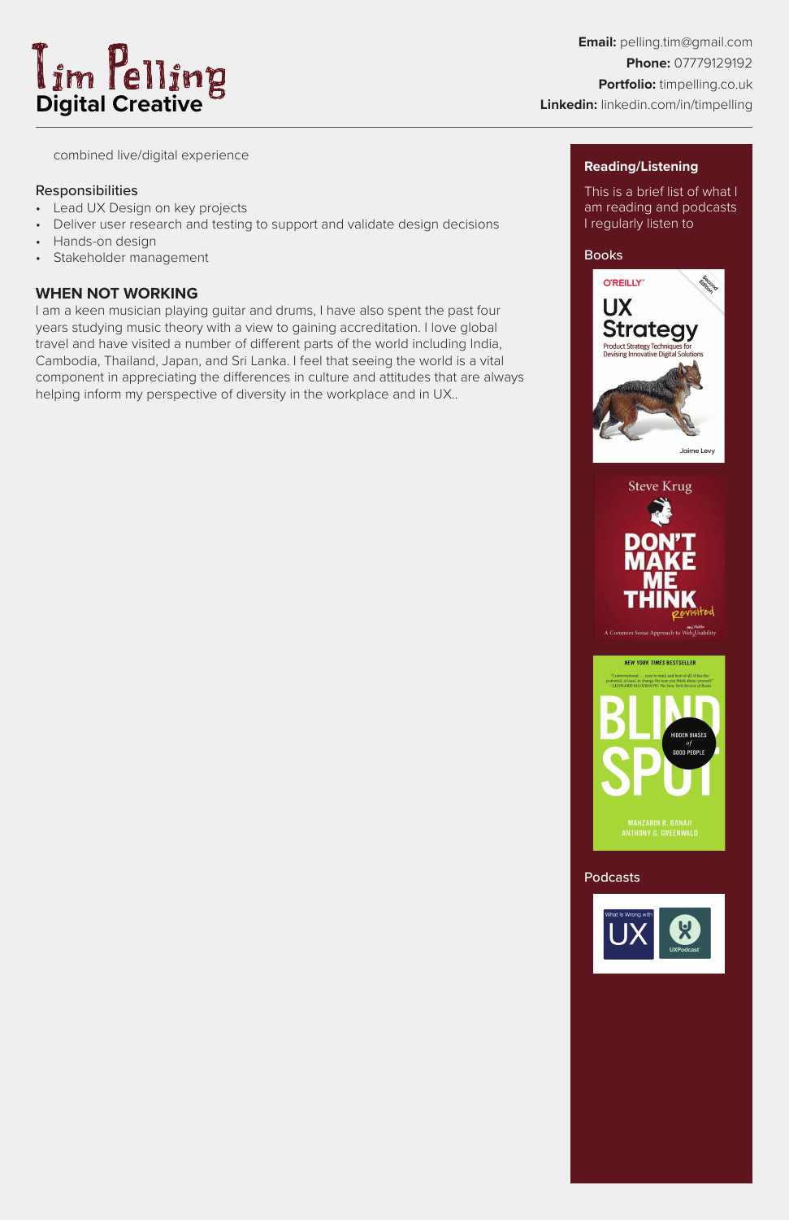# Tim Pelling
## Digital Creative

**Email:** pelling.tim@gmail.com
**Phone:** 07779129192
**Portfolio:** timpelling.co.uk
**Linkedin:** linkedin.com/in/timpelling

combined live/digital experience

Responsibilities

- Lead UX Design on key projects
- Deliver user research and testing to support and validate design decisions
- Hands-on design
- Stakeholder management

### WHEN NOT WORKING

I am a keen musician playing guitar and drums, I have also spent the past four years studying music theory with a view to gaining accreditation. I love global travel and have visited a number of different parts of the world including India, Cambodia, Thailand, Japan, and Sri Lanka. I feel that seeing the world is a vital component in appreciating the differences in culture and attitudes that are always helping inform my perspective of diversity in the workplace and in UX..

### Reading/Listening

This is a brief list of what I am reading and podcasts I regularly listen to

Books

O'REILLY
UX Strategy
Product Strategy Techniques for Devising Innovative Digital Solutions
Second Edition
Jaime Levy

Steve Krug
DON'T MAKE ME THINK revisited
A Common Sense Approach to Web Usability

NEW YORK TIMES BESTSELLER
BLINDSPOT
HIDDEN BIASES of GOOD PEOPLE
MAHZARIN R. BANAJI
ANTHONY G. GREENWALD

Podcasts

What is Wrong with UX

UXPodcast